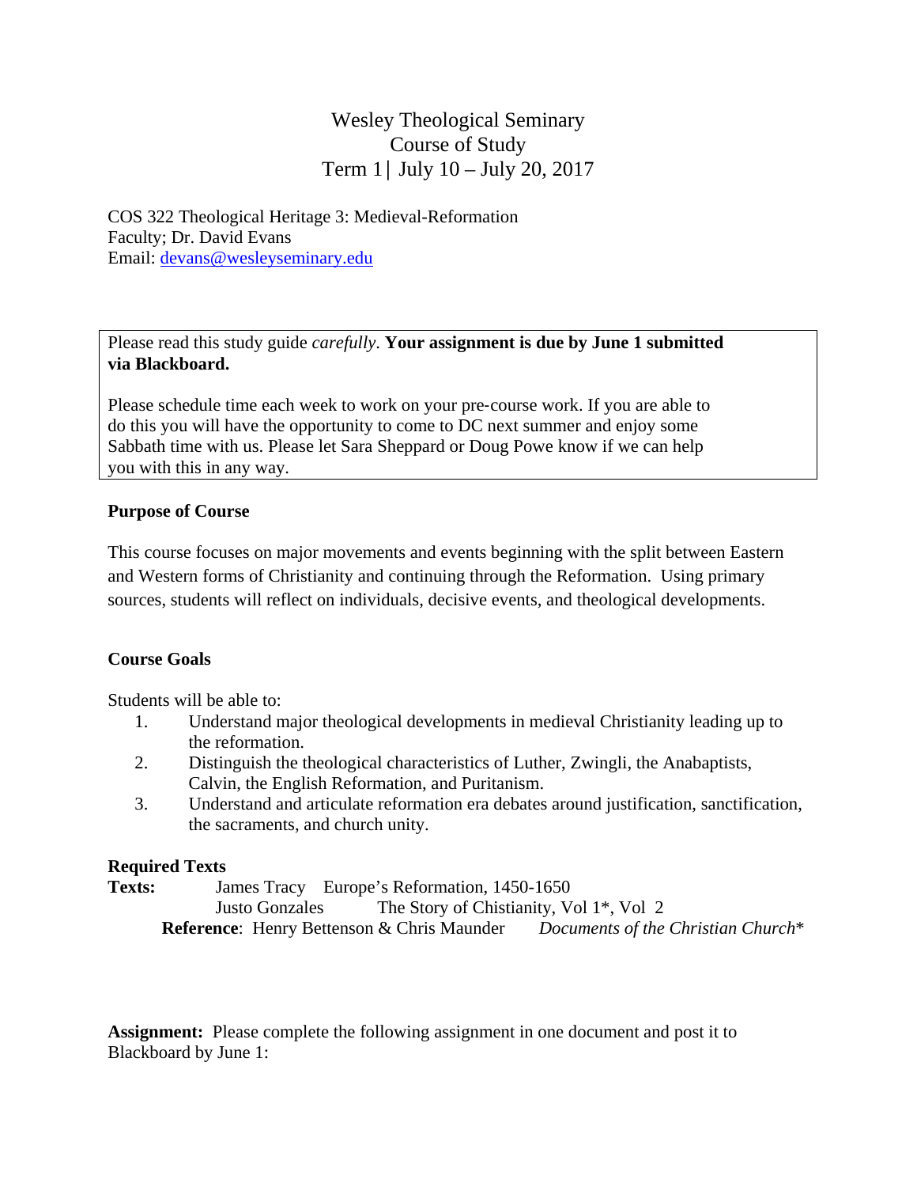# Wesley Theological Seminary
## Course of Study
## Term 1 | July 10 – July 20, 2017

COS 322 Theological Heritage 3: Medieval-Reformation
Faculty; Dr. David Evans
Email: devans@wesleyseminary.edu

Please read this study guide *carefully*. **Your assignment is due by June 1 submitted via Blackboard.**

Please schedule time each week to work on your pre-course work. If you are able to do this you will have the opportunity to come to DC next summer and enjoy some Sabbath time with us. Please let Sara Sheppard or Doug Powe know if we can help you with this in any way.

**Purpose of Course**

This course focuses on major movements and events beginning with the split between Eastern and Western forms of Christianity and continuing through the Reformation. Using primary sources, students will reflect on individuals, decisive events, and theological developments.

**Course Goals**

Students will be able to:

1. Understand major theological developments in medieval Christianity leading up to the reformation.
2. Distinguish the theological characteristics of Luther, Zwingli, the Anabaptists, Calvin, the English Reformation, and Puritanism.
3. Understand and articulate reformation era debates around justification, sanctification, the sacraments, and church unity.

**Required Texts**

**Texts:** James Tracy Europe's Reformation, 1450-1650
Justo Gonzales The Story of Chistianity, Vol 1*, Vol 2
**Reference**: Henry Bettenson & Chris Maunder *Documents of the Christian Church**

**Assignment:** Please complete the following assignment in one document and post it to Blackboard by June 1: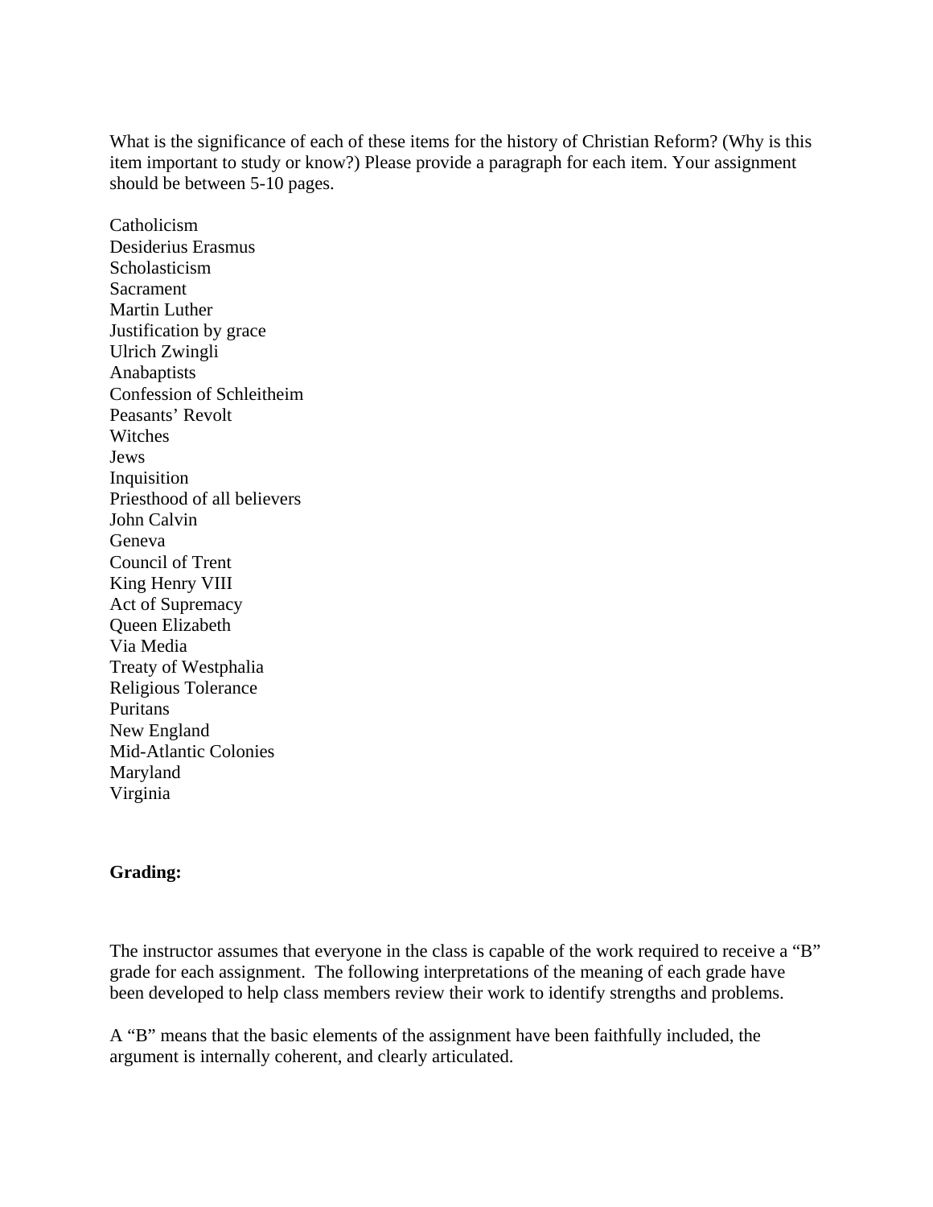What is the significance of each of these items for the history of Christian Reform? (Why is this item important to study or know?) Please provide a paragraph for each item. Your assignment should be between 5-10 pages.

Catholicism
Desiderius Erasmus
Scholasticism
Sacrament
Martin Luther
Justification by grace
Ulrich Zwingli
Anabaptists
Confession of Schleitheim
Peasants' Revolt
Witches
Jews
Inquisition
Priesthood of all believers
John Calvin
Geneva
Council of Trent
King Henry VIII
Act of Supremacy
Queen Elizabeth
Via Media
Treaty of Westphalia
Religious Tolerance
Puritans
New England
Mid-Atlantic Colonies
Maryland
Virginia

**Grading:**

The instructor assumes that everyone in the class is capable of the work required to receive a "B" grade for each assignment. The following interpretations of the meaning of each grade have been developed to help class members review their work to identify strengths and problems.

A "B" means that the basic elements of the assignment have been faithfully included, the argument is internally coherent, and clearly articulated.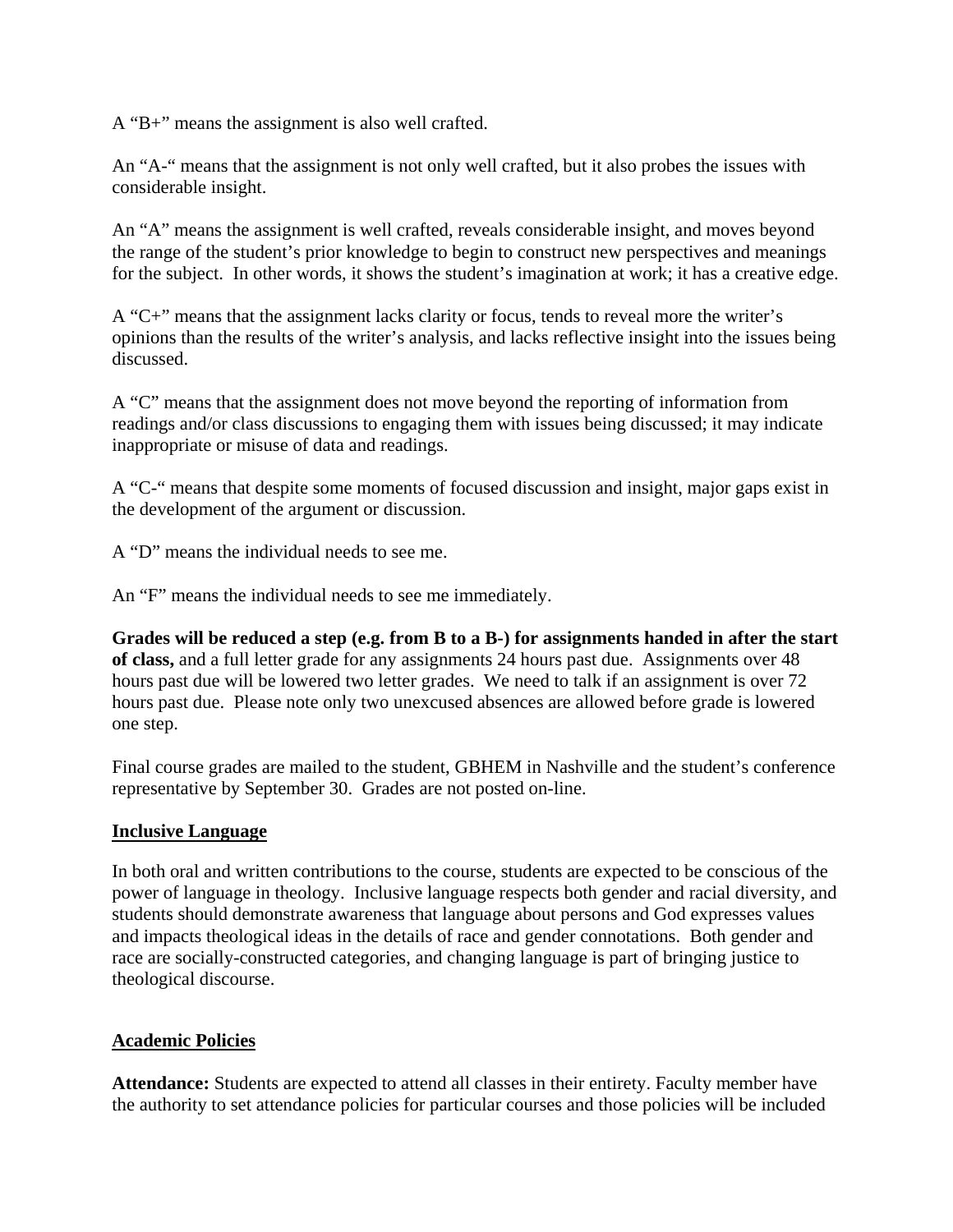A “B+” means the assignment is also well crafted.

An “A-“ means that the assignment is not only well crafted, but it also probes the issues with considerable insight.

An “A” means the assignment is well crafted, reveals considerable insight, and moves beyond the range of the student’s prior knowledge to begin to construct new perspectives and meanings for the subject. In other words, it shows the student’s imagination at work; it has a creative edge.

A “C+” means that the assignment lacks clarity or focus, tends to reveal more the writer’s opinions than the results of the writer’s analysis, and lacks reflective insight into the issues being discussed.

A “C” means that the assignment does not move beyond the reporting of information from readings and/or class discussions to engaging them with issues being discussed; it may indicate inappropriate or misuse of data and readings.

A “C-“ means that despite some moments of focused discussion and insight, major gaps exist in the development of the argument or discussion.

A “D” means the individual needs to see me.

An “F” means the individual needs to see me immediately.

**Grades will be reduced a step (e.g. from B to a B-) for assignments handed in after the start of class,** and a full letter grade for any assignments 24 hours past due. Assignments over 48 hours past due will be lowered two letter grades. We need to talk if an assignment is over 72 hours past due. Please note only two unexcused absences are allowed before grade is lowered one step.

Final course grades are mailed to the student, GBHEM in Nashville and the student’s conference representative by September 30. Grades are not posted on-line.

## Inclusive Language

In both oral and written contributions to the course, students are expected to be conscious of the power of language in theology. Inclusive language respects both gender and racial diversity, and students should demonstrate awareness that language about persons and God expresses values and impacts theological ideas in the details of race and gender connotations. Both gender and race are socially-constructed categories, and changing language is part of bringing justice to theological discourse.

## Academic Policies

**Attendance:** Students are expected to attend all classes in their entirety. Faculty member have the authority to set attendance policies for particular courses and those policies will be included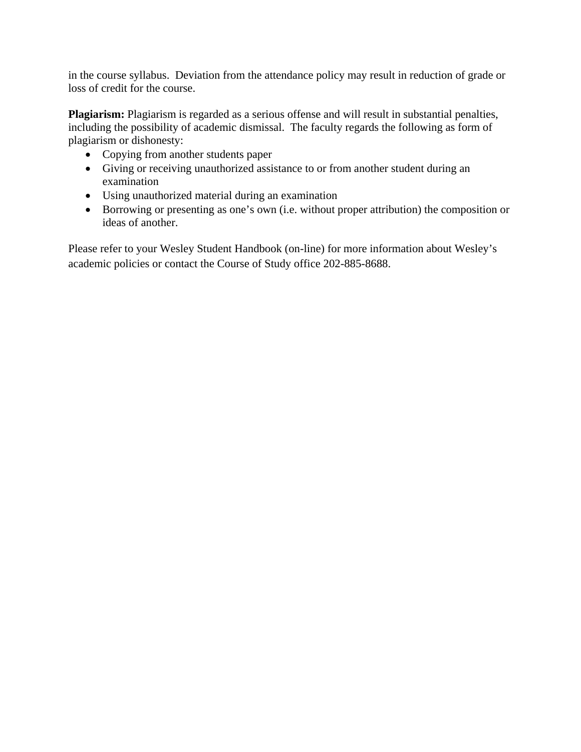in the course syllabus.  Deviation from the attendance policy may result in reduction of grade or loss of credit for the course.

**Plagiarism:** Plagiarism is regarded as a serious offense and will result in substantial penalties, including the possibility of academic dismissal.  The faculty regards the following as form of plagiarism or dishonesty:

- Copying from another students paper
- Giving or receiving unauthorized assistance to or from another student during an examination
- Using unauthorized material during an examination
- Borrowing or presenting as one's own (i.e. without proper attribution) the composition or ideas of another.

Please refer to your Wesley Student Handbook (on-line) for more information about Wesley's academic policies or contact the Course of Study office 202-885-8688.